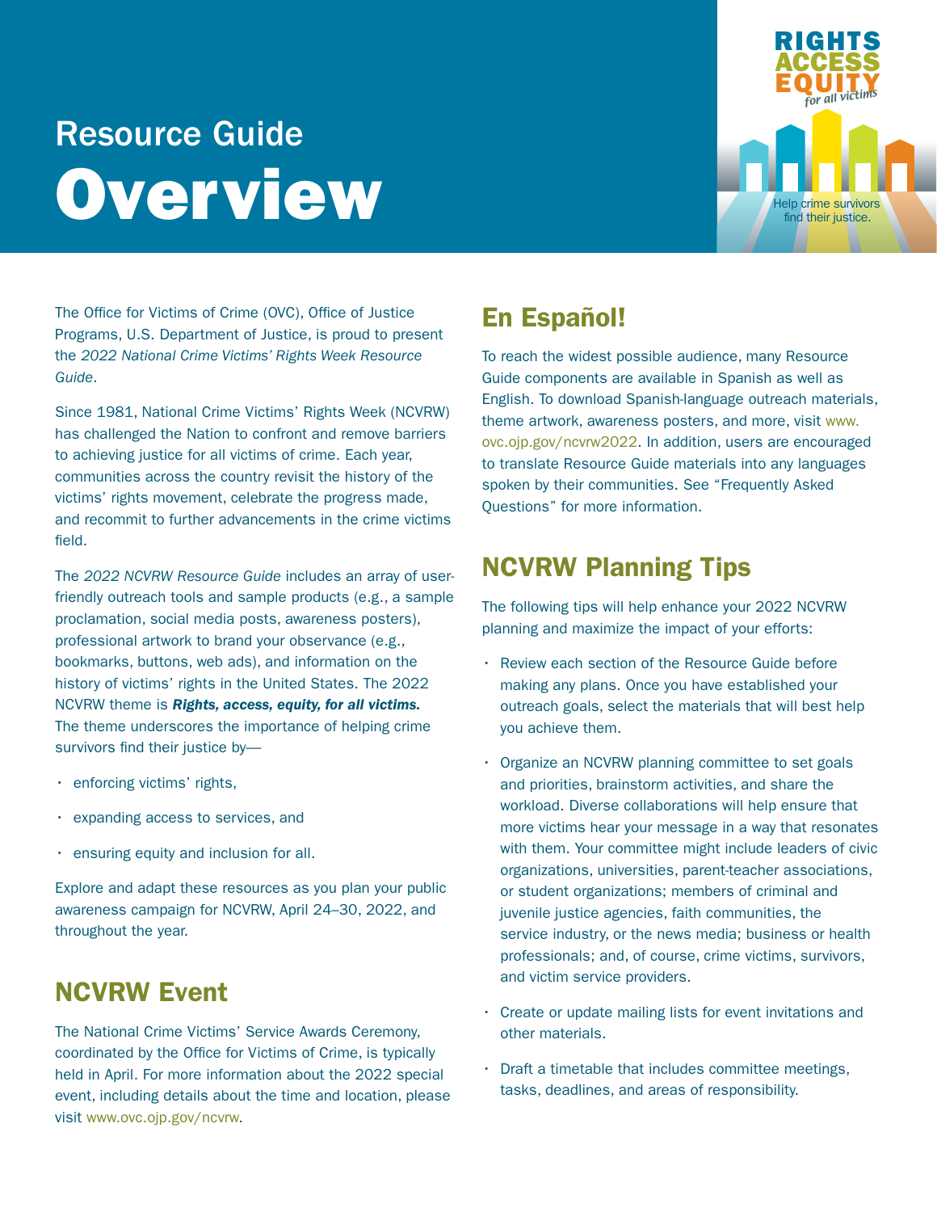# Resource Guide Overview

RIGHTS ACCESS EQUITY *for all victims*

Help crime survivors find their justice.

The Office for Victims of Crime (OVC), Office of Justice Programs, U.S. Department of Justice, is proud to present the *2022 National Crime Victims' Rights Week Resource Guide*.

Since 1981, National Crime Victims' Rights Week (NCVRW) has challenged the Nation to confront and remove barriers to achieving justice for all victims of crime. Each year, communities across the country revisit the history of the victims' rights movement, celebrate the progress made, and recommit to further advancements in the crime victims field.

The *2022 NCVRW Resource Guide* includes an array of user-friendly outreach tools and sample products (e.g., a sample proclamation, social media posts, awareness posters), professional artwork to brand your observance (e.g., bookmarks, buttons, web ads), and information on the history of victims' rights in the United States. The 2022 NCVRW theme is ***Rights, access, equity, for all victims.*** The theme underscores the importance of helping crime survivors find their justice by—

- enforcing victims' rights,
- expanding access to services, and
- ensuring equity and inclusion for all.

Explore and adapt these resources as you plan your public awareness campaign for NCVRW, April 24–30, 2022, and throughout the year.

## NCVRW Event

The National Crime Victims' Service Awards Ceremony, coordinated by the Office for Victims of Crime, is typically held in April. For more information about the 2022 special event, including details about the time and location, please visit www.ovc.ojp.gov/ncvrw.

## En Español!

To reach the widest possible audience, many Resource Guide components are available in Spanish as well as English. To download Spanish-language outreach materials, theme artwork, awareness posters, and more, visit www.ovc.ojp.gov/ncvrw2022. In addition, users are encouraged to translate Resource Guide materials into any languages spoken by their communities. See "Frequently Asked Questions" for more information.

## NCVRW Planning Tips

The following tips will help enhance your 2022 NCVRW planning and maximize the impact of your efforts:

- Review each section of the Resource Guide before making any plans. Once you have established your outreach goals, select the materials that will best help you achieve them.
- Organize an NCVRW planning committee to set goals and priorities, brainstorm activities, and share the workload. Diverse collaborations will help ensure that more victims hear your message in a way that resonates with them. Your committee might include leaders of civic organizations, universities, parent-teacher associations, or student organizations; members of criminal and juvenile justice agencies, faith communities, the service industry, or the news media; business or health professionals; and, of course, crime victims, survivors, and victim service providers.
- Create or update mailing lists for event invitations and other materials.
- Draft a timetable that includes committee meetings, tasks, deadlines, and areas of responsibility.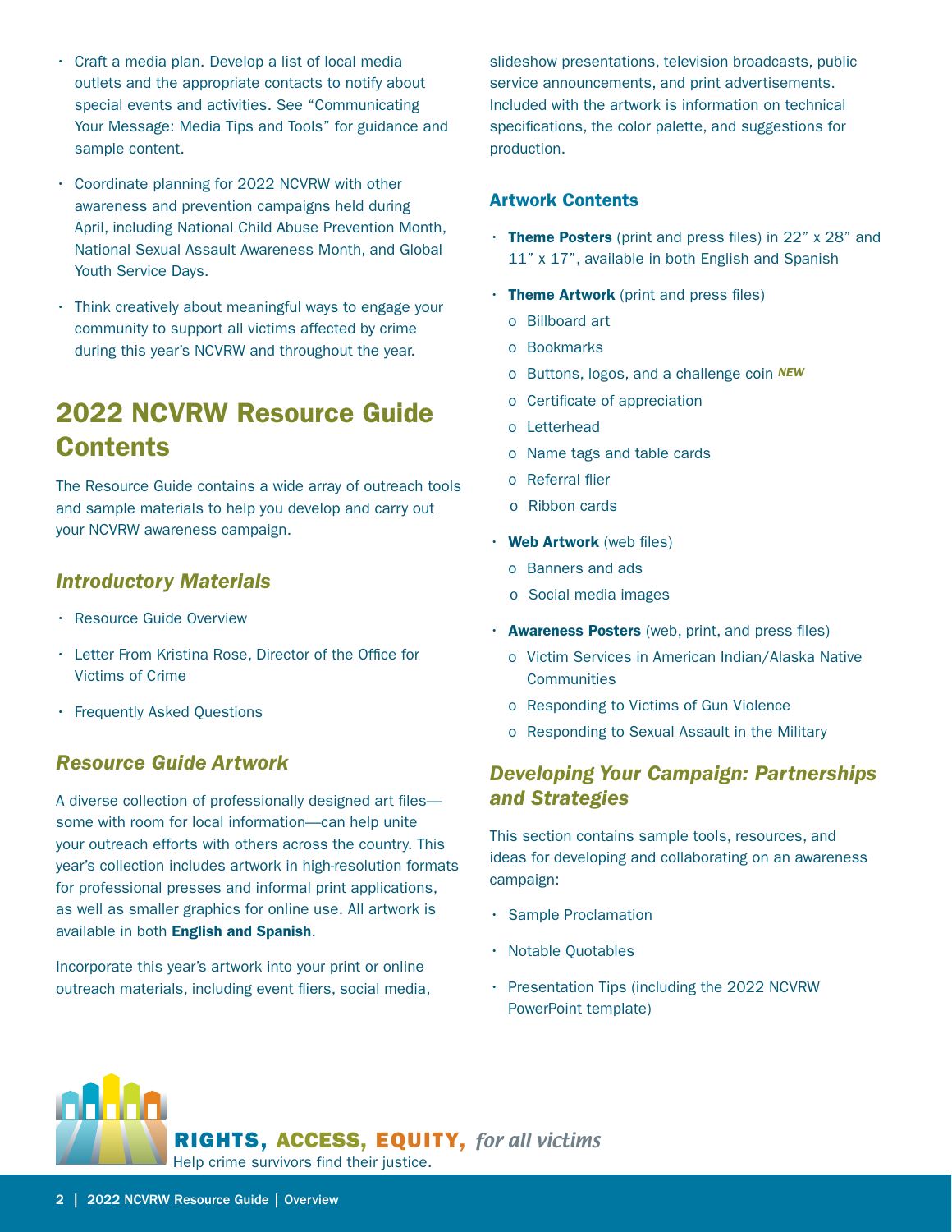- Craft a media plan. Develop a list of local media outlets and the appropriate contacts to notify about special events and activities. See "Communicating Your Message: Media Tips and Tools" for guidance and sample content.
- Coordinate planning for 2022 NCVRW with other awareness and prevention campaigns held during April, including National Child Abuse Prevention Month, National Sexual Assault Awareness Month, and Global Youth Service Days.
- Think creatively about meaningful ways to engage your community to support all victims affected by crime during this year's NCVRW and throughout the year.

## 2022 NCVRW Resource Guide Contents

The Resource Guide contains a wide array of outreach tools and sample materials to help you develop and carry out your NCVRW awareness campaign.

### *Introductory Materials*

- Resource Guide Overview
- Letter From Kristina Rose, Director of the Office for Victims of Crime
- Frequently Asked Questions

### *Resource Guide Artwork*

A diverse collection of professionally designed art files—some with room for local information—can help unite your outreach efforts with others across the country. This year's collection includes artwork in high-resolution formats for professional presses and informal print applications, as well as smaller graphics for online use. All artwork is available in both **English and Spanish**.

Incorporate this year's artwork into your print or online outreach materials, including event fliers, social media, slideshow presentations, television broadcasts, public service announcements, and print advertisements. Included with the artwork is information on technical specifications, the color palette, and suggestions for production.

#### Artwork Contents

- **Theme Posters** (print and press files) in 22" x 28" and 11" x 17", available in both English and Spanish
- **Theme Artwork** (print and press files)
  - Billboard art
  - Bookmarks
  - Buttons, logos, and a challenge coin ***NEW***
  - Certificate of appreciation
  - Letterhead
  - Name tags and table cards
  - Referral flier
  - Ribbon cards
- **Web Artwork** (web files)
  - Banners and ads
  - Social media images
- **Awareness Posters** (web, print, and press files)
  - Victim Services in American Indian/Alaska Native Communities
  - Responding to Victims of Gun Violence
  - Responding to Sexual Assault in the Military

### *Developing Your Campaign: Partnerships and Strategies*

This section contains sample tools, resources, and ideas for developing and collaborating on an awareness campaign:

- Sample Proclamation
- Notable Quotables
- Presentation Tips (including the 2022 NCVRW PowerPoint template)

RIGHTS, ACCESS, EQUITY, *for all victims*
Help crime survivors find their justice.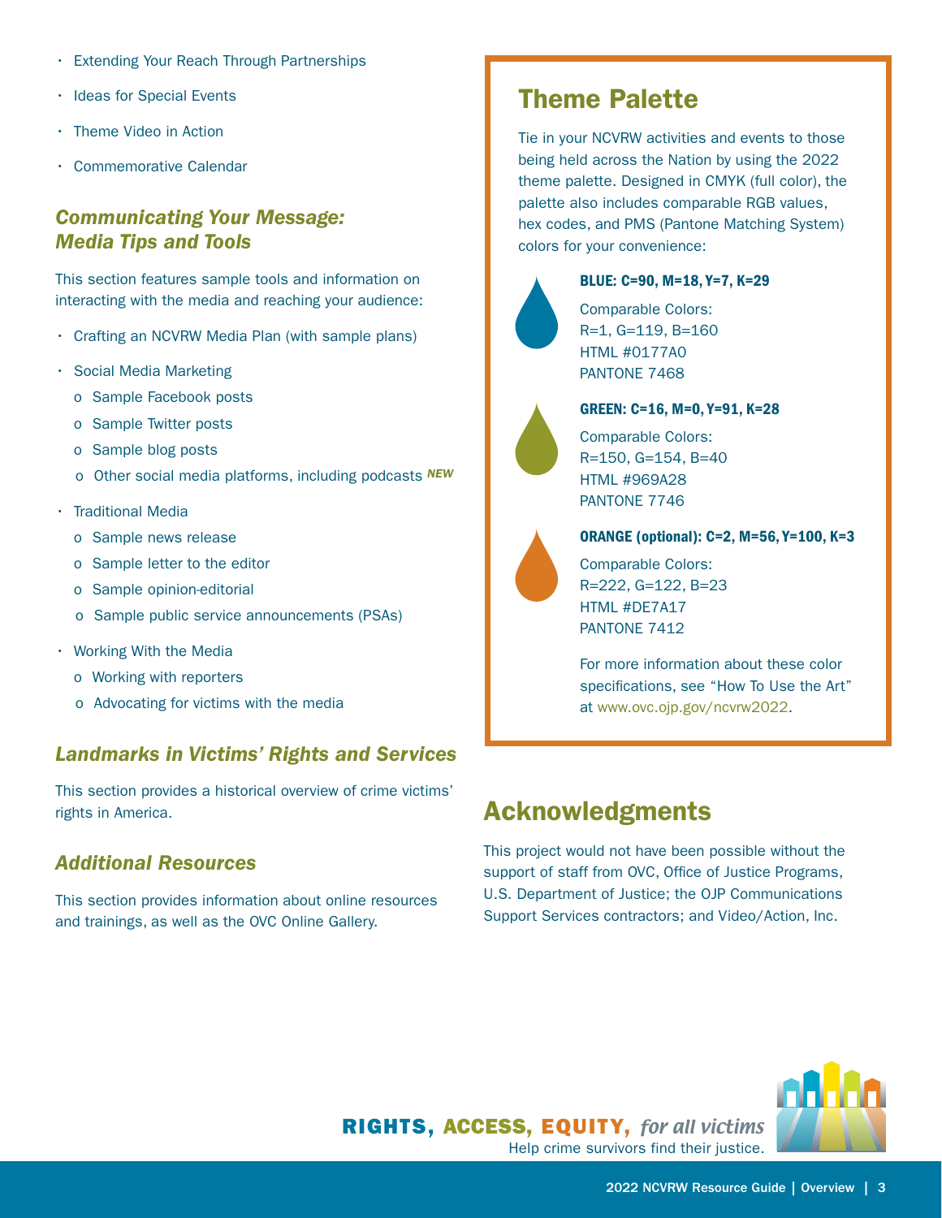- Extending Your Reach Through Partnerships
- Ideas for Special Events
- Theme Video in Action
- Commemorative Calendar

### *Communicating Your Message: Media Tips and Tools*

This section features sample tools and information on interacting with the media and reaching your audience:

- Crafting an NCVRW Media Plan (with sample plans)
- Social Media Marketing
  - o Sample Facebook posts
  - o Sample Twitter posts
  - o Sample blog posts
  - o Other social media platforms, including podcasts ***NEW***
- Traditional Media
  - o Sample news release
  - o Sample letter to the editor
  - o Sample opinion-editorial
  - o Sample public service announcements (PSAs)
- Working With the Media
  - o Working with reporters
  - o Advocating for victims with the media

### *Landmarks in Victims' Rights and Services*

This section provides a historical overview of crime victims' rights in America.

### *Additional Resources*

This section provides information about online resources and trainings, as well as the OVC Online Gallery.

## Theme Palette

Tie in your NCVRW activities and events to those being held across the Nation by using the 2022 theme palette. Designed in CMYK (full color), the palette also includes comparable RGB values, hex codes, and PMS (Pantone Matching System) colors for your convenience:

**BLUE: C=90, M=18, Y=7, K=29**

Comparable Colors:
R=1, G=119, B=160
HTML #0177A0
PANTONE 7468

**GREEN: C=16, M=0, Y=91, K=28**

Comparable Colors:
R=150, G=154, B=40
HTML #969A28
PANTONE 7746

**ORANGE (optional): C=2, M=56, Y=100, K=3**

Comparable Colors:
R=222, G=122, B=23
HTML #DE7A17
PANTONE 7412

For more information about these color specifications, see "How To Use the Art" at www.ovc.ojp.gov/ncvrw2022.

## Acknowledgments

This project would not have been possible without the support of staff from OVC, Office of Justice Programs, U.S. Department of Justice; the OJP Communications Support Services contractors; and Video/Action, Inc.

**RIGHTS, ACCESS, EQUITY,** *for all victims*
Help crime survivors find their justice.